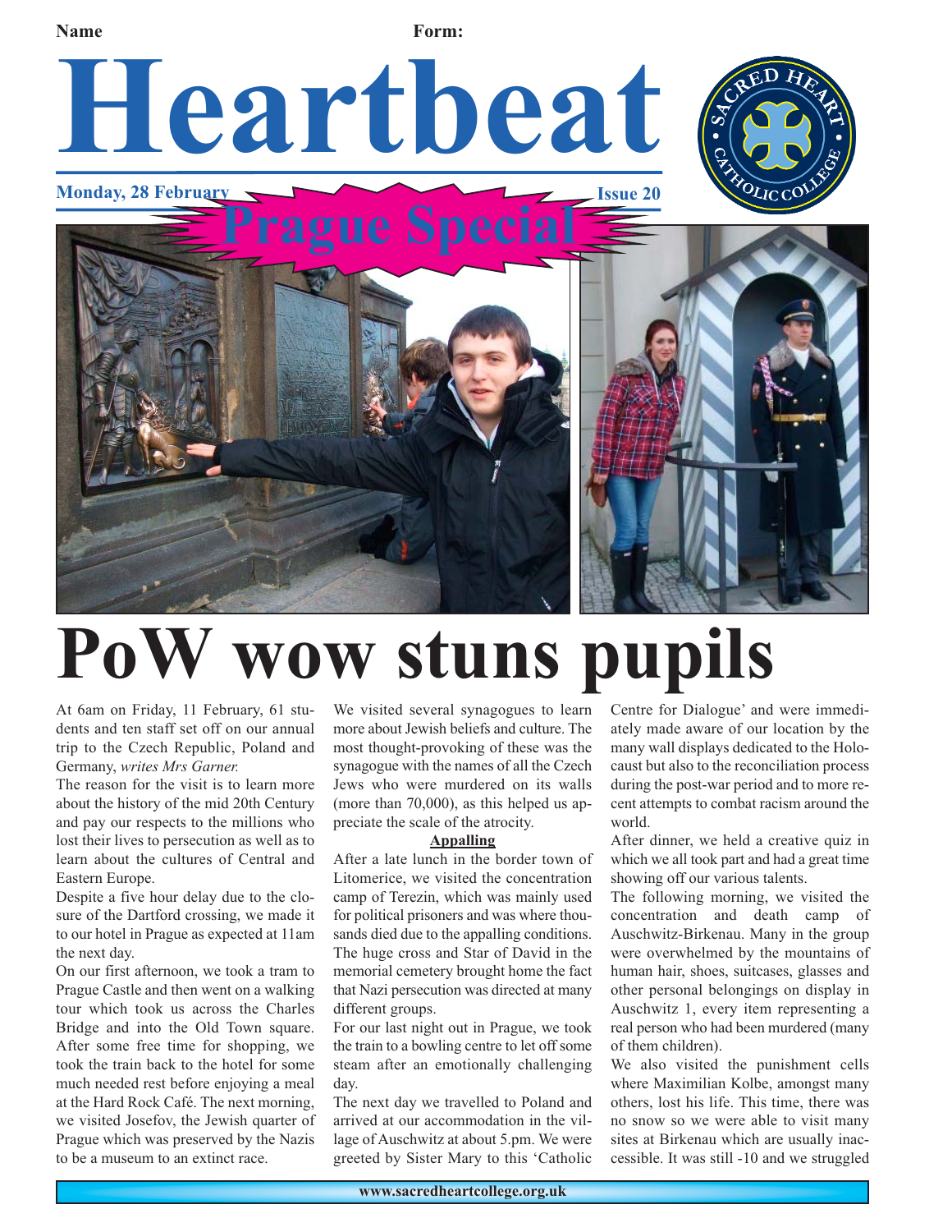Name Form:

# Heartbeat

**Monday, 28 February** **Issue 20**

## Prague Special

# PoW wow stuns pupils

At 6am on Friday, 11 February, 61 students and ten staff set off on our annual trip to the Czech Republic, Poland and Germany, *writes Mrs Garner.*

The reason for the visit is to learn more about the history of the mid 20th Century and pay our respects to the millions who lost their lives to persecution as well as to learn about the cultures of Central and Eastern Europe.

Despite a five hour delay due to the closure of the Dartford crossing, we made it to our hotel in Prague as expected at 11am the next day.

On our first afternoon, we took a tram to Prague Castle and then went on a walking tour which took us across the Charles Bridge and into the Old Town square. After some free time for shopping, we took the train back to the hotel for some much needed rest before enjoying a meal at the Hard Rock Café. The next morning, we visited Josefov, the Jewish quarter of Prague which was preserved by the Nazis to be a museum to an extinct race.

We visited several synagogues to learn more about Jewish beliefs and culture. The most thought-provoking of these was the synagogue with the names of all the Czech Jews who were murdered on its walls (more than 70,000), as this helped us appreciate the scale of the atrocity.

**Appalling**

After a late lunch in the border town of Litomerice, we visited the concentration camp of Terezin, which was mainly used for political prisoners and was where thousands died due to the appalling conditions. The huge cross and Star of David in the memorial cemetery brought home the fact that Nazi persecution was directed at many different groups.

For our last night out in Prague, we took the train to a bowling centre to let off some steam after an emotionally challenging day.

The next day we travelled to Poland and arrived at our accommodation in the village of Auschwitz at about 5.pm. We were greeted by Sister Mary to this 'Catholic Centre for Dialogue' and were immediately made aware of our location by the many wall displays dedicated to the Holocaust but also to the reconciliation process during the post-war period and to more recent attempts to combat racism around the world.

After dinner, we held a creative quiz in which we all took part and had a great time showing off our various talents.

The following morning, we visited the concentration and death camp of Auschwitz-Birkenau. Many in the group were overwhelmed by the mountains of human hair, shoes, suitcases, glasses and other personal belongings on display in Auschwitz 1, every item representing a real person who had been murdered (many of them children).

We also visited the punishment cells where Maximilian Kolbe, amongst many others, lost his life. This time, there was no snow so we were able to visit many sites at Birkenau which are usually inaccessible. It was still -10 and we struggled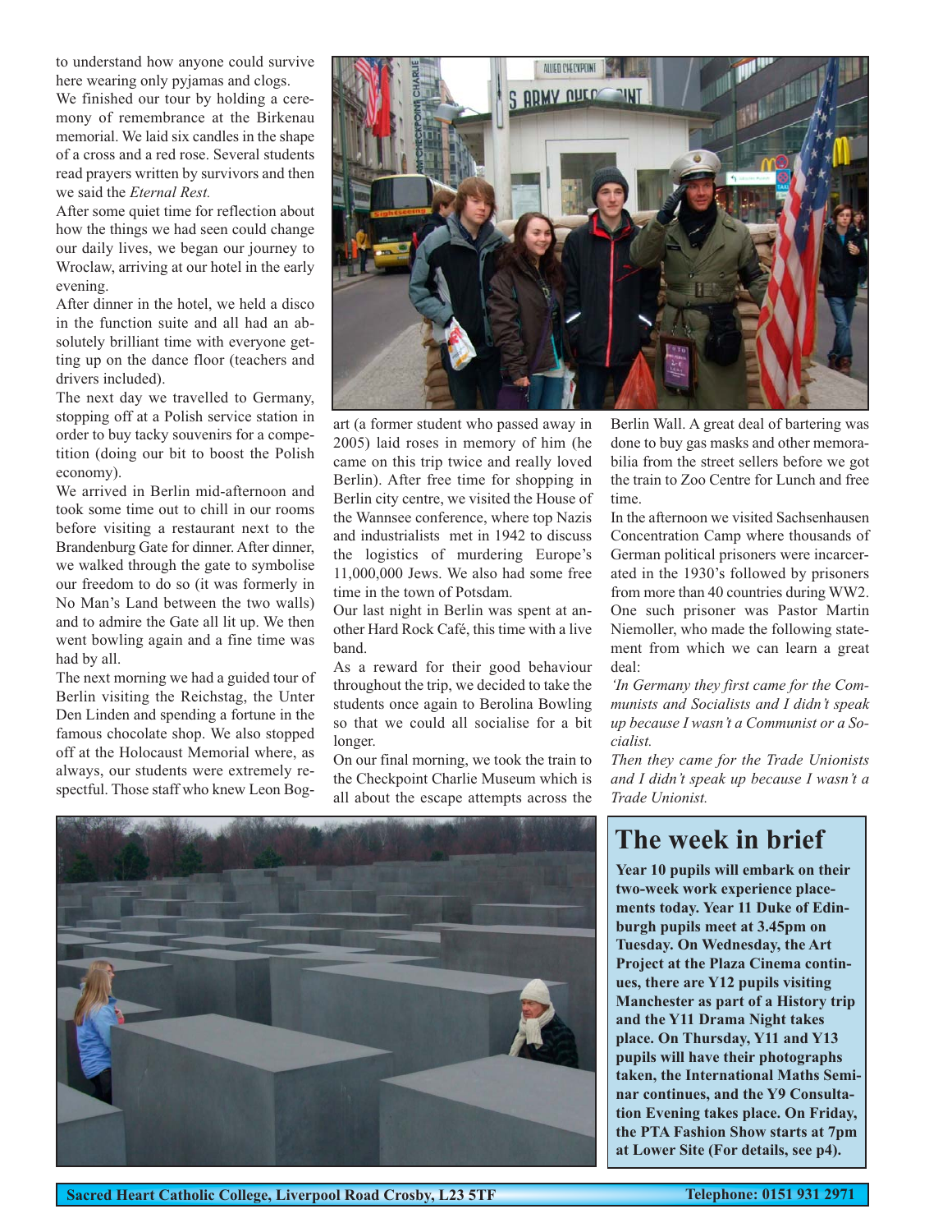to understand how anyone could survive here wearing only pyjamas and clogs.

We finished our tour by holding a ceremony of remembrance at the Birkenau memorial. We laid six candles in the shape of a cross and a red rose. Several students read prayers written by survivors and then we said the *Eternal Rest.*

After some quiet time for reflection about how the things we had seen could change our daily lives, we began our journey to Wroclaw, arriving at our hotel in the early evening.

After dinner in the hotel, we held a disco in the function suite and all had an absolutely brilliant time with everyone getting up on the dance floor (teachers and drivers included).

The next day we travelled to Germany, stopping off at a Polish service station in order to buy tacky souvenirs for a competition (doing our bit to boost the Polish economy).

We arrived in Berlin mid-afternoon and took some time out to chill in our rooms before visiting a restaurant next to the Brandenburg Gate for dinner. After dinner, we walked through the gate to symbolise our freedom to do so (it was formerly in No Man's Land between the two walls) and to admire the Gate all lit up. We then went bowling again and a fine time was had by all.

The next morning we had a guided tour of Berlin visiting the Reichstag, the Unter Den Linden and spending a fortune in the famous chocolate shop. We also stopped off at the Holocaust Memorial where, as always, our students were extremely respectful. Those staff who knew Leon Bogart (a former student who passed away in 2005) laid roses in memory of him (he came on this trip twice and really loved Berlin). After free time for shopping in Berlin city centre, we visited the House of the Wannsee conference, where top Nazis and industrialists met in 1942 to discuss the logistics of murdering Europe's 11,000,000 Jews. We also had some free time in the town of Potsdam.

Our last night in Berlin was spent at another Hard Rock Café, this time with a live band.

As a reward for their good behaviour throughout the trip, we decided to take the students once again to Berolina Bowling so that we could all socialise for a bit longer.

On our final morning, we took the train to the Checkpoint Charlie Museum which is all about the escape attempts across the Berlin Wall. A great deal of bartering was done to buy gas masks and other memorabilia from the street sellers before we got the train to Zoo Centre for Lunch and free time.

In the afternoon we visited Sachsenhausen Concentration Camp where thousands of German political prisoners were incarcerated in the 1930's followed by prisoners from more than 40 countries during WW2. One such prisoner was Pastor Martin Niemoller, who made the following statement from which we can learn a great deal:

*'In Germany they first came for the Communists and Socialists and I didn't speak up because I wasn't a Communist or a Socialist.*

*Then they came for the Trade Unionists and I didn't speak up because I wasn't a Trade Unionist.*

## The week in brief

**Year 10 pupils will embark on their two-week work experience placements today. Year 11 Duke of Edinburgh pupils meet at 3.45pm on Tuesday. On Wednesday, the Art Project at the Plaza Cinema continues, there are Y12 pupils visiting Manchester as part of a History trip and the Y11 Drama Night takes place. On Thursday, Y11 and Y13 pupils will have their photographs taken, the International Maths Seminar continues, and the Y9 Consultation Evening takes place. On Friday, the PTA Fashion Show starts at 7pm at Lower Site (For details, see p4).**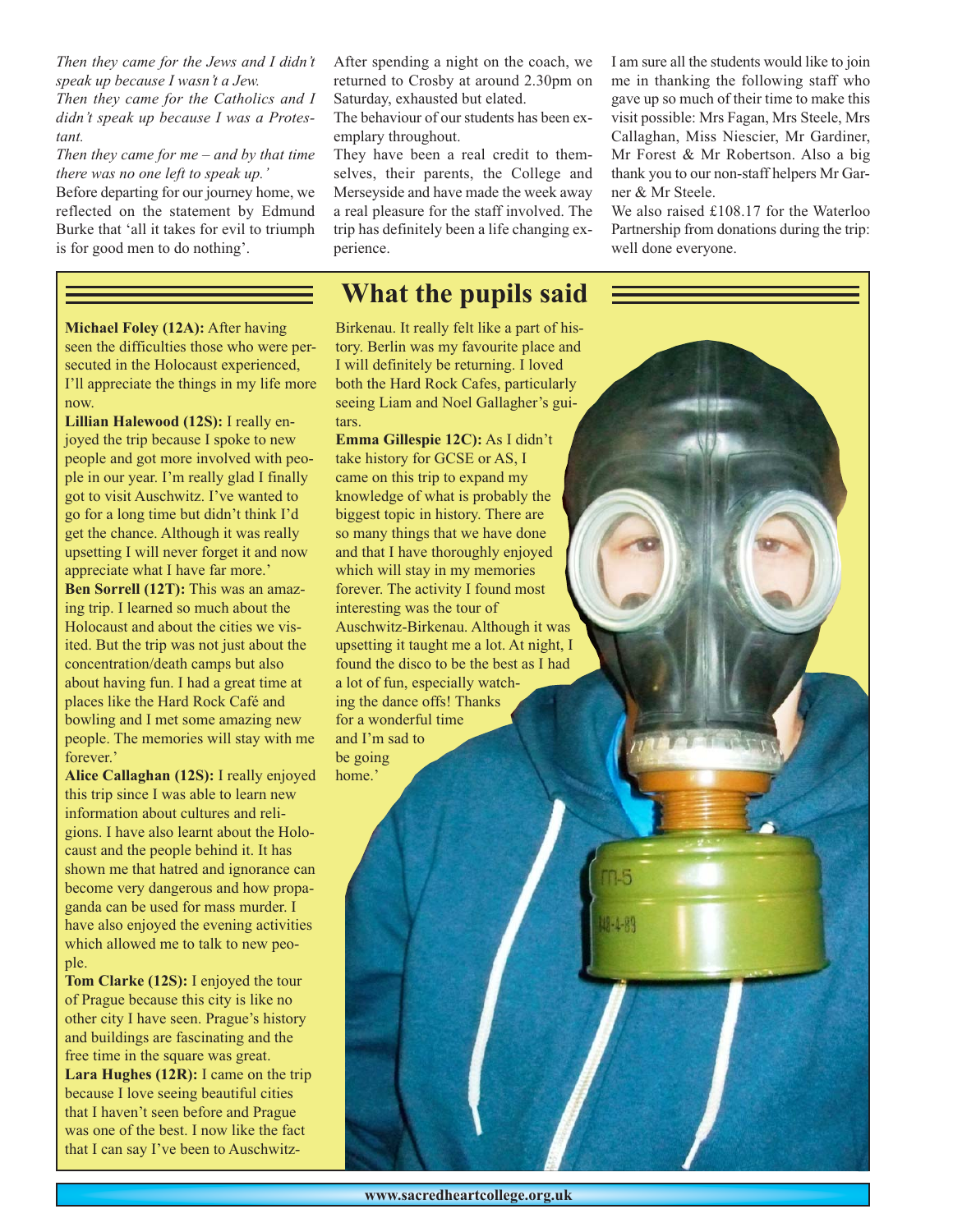*Then they came for the Jews and I didn't speak up because I wasn't a Jew.*

*Then they came for the Catholics and I didn't speak up because I was a Protestant.*

*Then they came for me – and by that time there was no one left to speak up.'*

Before departing for our journey home, we reflected on the statement by Edmund Burke that 'all it takes for evil to triumph is for good men to do nothing'.

After spending a night on the coach, we returned to Crosby at around 2.30pm on Saturday, exhausted but elated.

The behaviour of our students has been exemplary throughout.

They have been a real credit to themselves, their parents, the College and Merseyside and have made the week away a real pleasure for the staff involved. The trip has definitely been a life changing experience.

I am sure all the students would like to join me in thanking the following staff who gave up so much of their time to make this visit possible: Mrs Fagan, Mrs Steele, Mrs Callaghan, Miss Niescier, Mr Gardiner, Mr Forest & Mr Robertson. Also a big thank you to our non-staff helpers Mr Garner & Mr Steele.

We also raised £108.17 for the Waterloo Partnership from donations during the trip: well done everyone.

## What the pupils said

**Michael Foley (12A):** After having seen the difficulties those who were persecuted in the Holocaust experienced, I'll appreciate the things in my life more now.

**Lillian Halewood (12S):** I really enjoyed the trip because I spoke to new people and got more involved with people in our year. I'm really glad I finally got to visit Auschwitz. I've wanted to go for a long time but didn't think I'd get the chance. Although it was really upsetting I will never forget it and now appreciate what I have far more.'

**Ben Sorrell (12T):** This was an amazing trip. I learned so much about the Holocaust and about the cities we visited. But the trip was not just about the concentration/death camps but also about having fun. I had a great time at places like the Hard Rock Café and bowling and I met some amazing new people. The memories will stay with me forever.'

**Alice Callaghan (12S):** I really enjoyed this trip since I was able to learn new information about cultures and religions. I have also learnt about the Holocaust and the people behind it. It has shown me that hatred and ignorance can become very dangerous and how propaganda can be used for mass murder. I have also enjoyed the evening activities which allowed me to talk to new people.

**Tom Clarke (12S):** I enjoyed the tour of Prague because this city is like no other city I have seen. Prague's history and buildings are fascinating and the free time in the square was great.

**Lara Hughes (12R):** I came on the trip because I love seeing beautiful cities that I haven't seen before and Prague was one of the best. I now like the fact that I can say I've been to Auschwitz-Birkenau. It really felt like a part of history. Berlin was my favourite place and I will definitely be returning. I loved both the Hard Rock Cafes, particularly seeing Liam and Noel Gallagher's guitars.

**Emma Gillespie 12C):** As I didn't take history for GCSE or AS, I came on this trip to expand my knowledge of what is probably the biggest topic in history. There are so many things that we have done and that I have thoroughly enjoyed which will stay in my memories forever. The activity I found most interesting was the tour of Auschwitz-Birkenau. Although it was upsetting it taught me a lot. At night, I found the disco to be the best as I had a lot of fun, especially watching the dance offs! Thanks for a wonderful time and I'm sad to be going home.'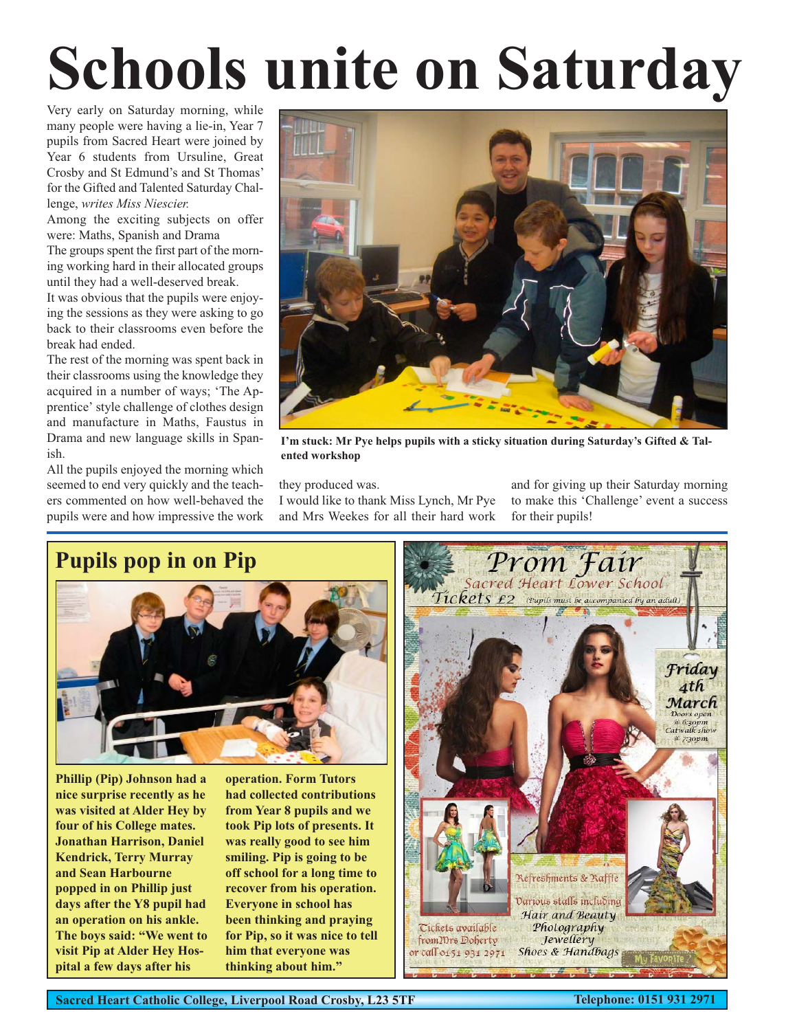# Schools unite on Saturday

Very early on Saturday morning, while many people were having a lie-in, Year 7 pupils from Sacred Heart were joined by Year 6 students from Ursuline, Great Crosby and St Edmund's and St Thomas' for the Gifted and Talented Saturday Challenge, *writes Miss Niescier.*

Among the exciting subjects on offer were: Maths, Spanish and Drama

The groups spent the first part of the morning working hard in their allocated groups until they had a well-deserved break.

It was obvious that the pupils were enjoying the sessions as they were asking to go back to their classrooms even before the break had ended.

The rest of the morning was spent back in their classrooms using the knowledge they acquired in a number of ways; 'The Apprentice' style challenge of clothes design and manufacture in Maths, Faustus in Drama and new language skills in Spanish.

All the pupils enjoyed the morning which seemed to end very quickly and the teachers commented on how well-behaved the pupils were and how impressive the work they produced was.

I would like to thank Miss Lynch, Mr Pye and Mrs Weekes for all their hard work and for giving up their Saturday morning to make this 'Challenge' event a success for their pupils!

**I'm stuck: Mr Pye helps pupils with a sticky situation during Saturday's Gifted & Talented workshop**

## Pupils pop in on Pip

**Phillip (Pip) Johnson had a nice surprise recently as he was visited at Alder Hey by four of his College mates. Jonathan Harrison, Daniel Kendrick, Terry Murray and Sean Harbourne popped in on Phillip just days after the Y8 pupil had an operation on his ankle. The boys said: "We went to visit Pip at Alder Hey Hospital a few days after his operation. Form Tutors had collected contributions from Year 8 pupils and we took Pip lots of presents. It was really good to see him smiling. Pip is going to be off school for a long time to recover from his operation. Everyone in school has been thinking and praying for Pip, so it was nice to tell him that everyone was thinking about him."**

## Prom Fair

Sacred Heart Lower School

Tickets £2 (Pupils must be accompanied by an adult)

Friday 4th March

Doors open @ 6:30pm
Catwalk show @ 7:30pm

Refreshments & Raffle

Various stalls including
Hair and Beauty
Photography
Jewellery
Shoes & Handbags

Tickets available from Mrs Doherty or call 0151 931 2971

**Sacred Heart Catholic College, Liverpool Road Crosby, L23 5TF** **Telephone: 0151 931 2971**